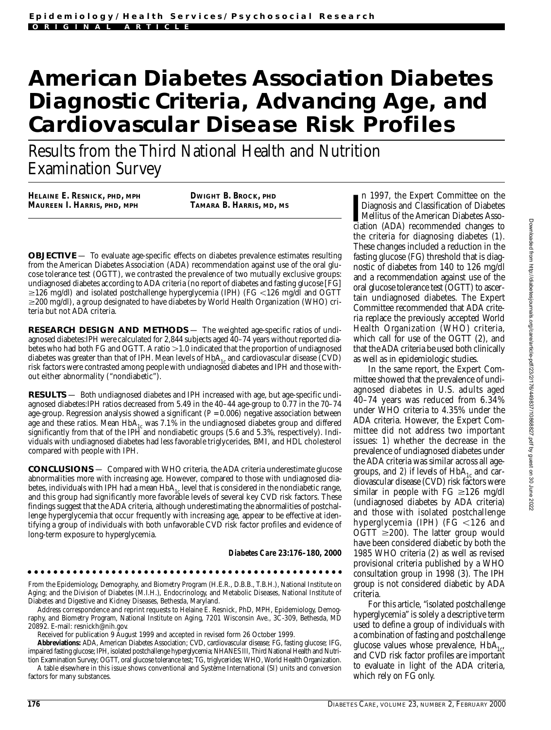Epidemiology/Health Services/Psychosocial Research

ORIGINAL ARTICLE

# American Diabetes Association Diabetes Diagnostic Criteria, Advancing Age, and Cardiovascular Disease Risk Profiles

## Results from the Third National Health and Nutrition Examination Survey

**HELAINE E. RESNICK, PHD, MPH**
**MAUREEN I. HARRIS, PHD, MPH**
**DWIGHT B. BROCK, PHD**
**TAMARA B. HARRIS, MD, MS**

**OBJECTIVE** — To evaluate age-specific effects on diabetes prevalence estimates resulting from the American Diabetes Association (ADA) recommendation against use of the oral glucose tolerance test (OGTT), we contrasted the prevalence of two mutually exclusive groups: undiagnosed diabetes according to ADA criteria (no report of diabetes and fasting glucose [FG] ≥126 mg/dl) and isolated postchallenge hyperglycemia (IPH) (FG <126 mg/dl and OGTT ≥200 mg/dl), a group designated to have diabetes by World Health Organization (WHO) criteria but not ADA criteria.

**RESEARCH DESIGN AND METHODS** — The weighted age-specific ratios of undiagnosed diabetes:IPH were calculated for 2,844 subjects aged 40–74 years without reported diabetes who had both FG and OGTT. A ratio >1.0 indicated that the proportion of undiagnosed diabetes was greater than that of IPH. Mean levels of $HbA_{1c}$ and cardiovascular disease (CVD) risk factors were contrasted among people with undiagnosed diabetes and IPH and those without either abnormality ("nondiabetic").

**RESULTS** — Both undiagnosed diabetes and IPH increased with age, but age-specific undiagnosed diabetes:IPH ratios decreased from 5.49 in the 40–44 age-group to 0.77 in the 70–74 age-group. Regression analysis showed a significant ($P = 0.006$) negative association between age and these ratios. Mean $HbA_{1c}$ was 7.1% in the undiagnosed diabetes group and differed significantly from that of the IPH and nondiabetic groups (5.6 and 5.3%, respectively). Individuals with undiagnosed diabetes had less favorable triglycerides, BMI, and HDL cholesterol compared with people with IPH.

**CONCLUSIONS** — Compared with WHO criteria, the ADA criteria underestimate glucose abnormalities more with increasing age. However, compared to those with undiagnosed diabetes, individuals with IPH had a mean $HbA_{1c}$ level that is considered in the nondiabetic range, and this group had significantly more favorable levels of several key CVD risk factors. These findings suggest that the ADA criteria, although underestimating the abnormalities of postchallenge hyperglycemia that occur frequently with increasing age, appear to be effective at identifying a group of individuals with both unfavorable CVD risk factor profiles and evidence of long-term exposure to hyperglycemia.

*Diabetes Care* **23:176–180, 2000**

From the Epidemiology, Demography, and Biometry Program (H.E.R., D.B.B., T.B.H.), National Institute on Aging; and the Division of Diabetes (M.I.H.), Endocrinology, and Metabolic Diseases, National Institute of Diabetes and Digestive and Kidney Diseases, Bethesda, Maryland.

Address correspondence and reprint requests to Helaine E. Resnick, PhD, MPH, Epidemiology, Demography, and Biometry Program, National Institute on Aging, 7201 Wisconsin Ave., 3C-309, Bethesda, MD 20892. E-mail: resnickh@nih.gov.

Received for publication 9 August 1999 and accepted in revised form 26 October 1999.

**Abbreviations:** ADA, American Diabetes Association; CVD, cardiovascular disease; FG, fasting glucose; IFG, impaired fasting glucose; IPH, isolated postchallenge hyperglycemia; NHANES III, Third National Health and Nutrition Examination Survey; OGTT, oral glucose tolerance test; TG, triglycerides; WHO, World Health Organization.

A table elsewhere in this issue shows conventional and Système International (SI) units and conversion factors for many substances.

In 1997, the Expert Committee on the Diagnosis and Classification of Diabetes Mellitus of the American Diabetes Association (ADA) recommended changes to the criteria for diagnosing diabetes (1). These changes included a reduction in the fasting glucose (FG) threshold that is diagnostic of diabetes from 140 to 126 mg/dl and a recommendation against use of the oral glucose tolerance test (OGTT) to ascertain undiagnosed diabetes. The Expert Committee recommended that ADA criteria replace the previously accepted World Health Organization (WHO) criteria, which call for use of the OGTT (2), and that the ADA criteria be used both clinically as well as in epidemiologic studies.

In the same report, the Expert Committee showed that the prevalence of undiagnosed diabetes in U.S. adults aged 40–74 years was reduced from 6.34% under WHO criteria to 4.35% under the ADA criteria. However, the Expert Committee did not address two important issues: *1*) whether the decrease in the prevalence of undiagnosed diabetes under the ADA criteria was similar across all age-groups, and *2*) if levels of $HbA_{1c}$ and cardiovascular disease (CVD) risk factors were similar in people with FG ≥126 mg/dl (undiagnosed diabetes by ADA criteria) and those with isolated postchallenge hyperglycemia (IPH) (FG <126 and OGTT ≥200). The latter group would have been considered diabetic by both the 1985 WHO criteria (2) as well as revised provisional criteria published by a WHO consultation group in 1998 (3). The IPH group is not considered diabetic by ADA criteria.

For this article, "isolated postchallenge hyperglycemia" is solely a descriptive term used to define a group of individuals with a combination of fasting and postchallenge glucose values whose prevalence, $HbA_{1c}$, and CVD risk factor profiles are important to evaluate in light of the ADA criteria, which rely on FG only.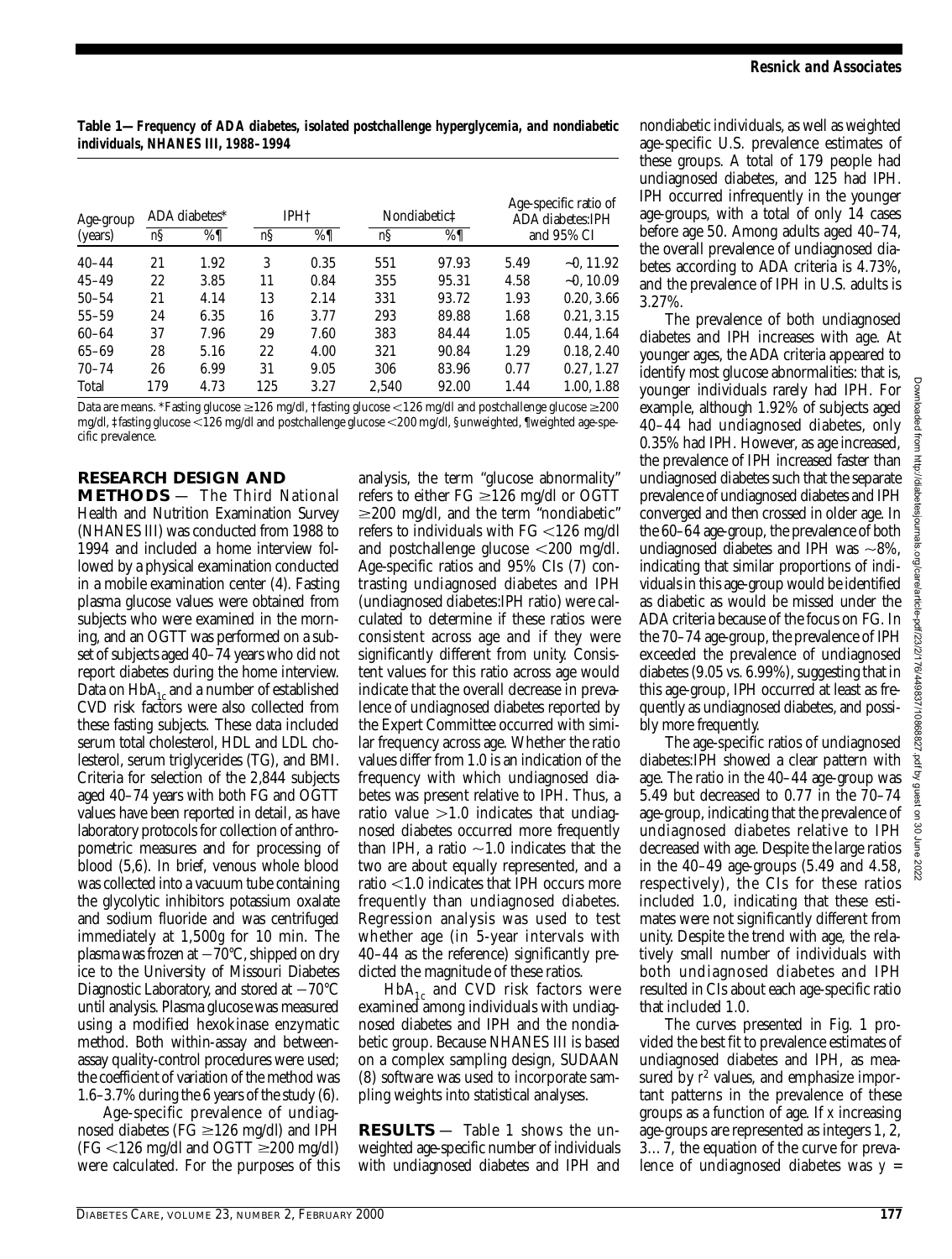**Table 1—Frequency of ADA diabetes, isolated postchallenge hyperglycemia, and nondiabetic individuals, NHANES III, 1988–1994**

| Age-group (years) | ADA diabetes* | | IPH† | | Nondiabetic‡ | | Age-specific ratio of ADA diabetes:IPH and 95% CI | |
|---|---|---|---|---|---|---|---|---|
| | n§ | %¶ | n§ | %¶ | n§ | %¶ | | |
| 40–44 | 21 | 1.92 | 3 | 0.35 | 551 | 97.93 | 5.49 | −0, 11.92 |
| 45–49 | 22 | 3.85 | 11 | 0.84 | 355 | 95.31 | 4.58 | −0, 10.09 |
| 50–54 | 21 | 4.14 | 13 | 2.14 | 331 | 93.72 | 1.93 | 0.20, 3.66 |
| 55–59 | 24 | 6.35 | 16 | 3.77 | 293 | 89.88 | 1.68 | 0.21, 3.15 |
| 60–64 | 37 | 7.96 | 29 | 7.60 | 383 | 84.44 | 1.05 | 0.44, 1.64 |
| 65–69 | 28 | 5.16 | 22 | 4.00 | 321 | 90.84 | 1.29 | 0.18, 2.40 |
| 70–74 | 26 | 6.99 | 31 | 9.05 | 306 | 83.96 | 0.77 | 0.27, 1.27 |
| Total | 179 | 4.73 | 125 | 3.27 | 2,540 | 92.00 | 1.44 | 1.00, 1.88 |

Data are means. *Fasting glucose ≥126 mg/dl, †fasting glucose <126 mg/dl and postchallenge glucose ≥200 mg/dl, ‡fasting glucose <126 mg/dl and postchallenge glucose <200 mg/dl, §unweighted, ¶weighted age-specific prevalence.

## RESEARCH DESIGN AND METHODS

The Third National Health and Nutrition Examination Survey (NHANES III) was conducted from 1988 to 1994 and included a home interview followed by a physical examination conducted in a mobile examination center (4). Fasting plasma glucose values were obtained from subjects who were examined in the morning, and an OGTT was performed on a subset of subjects aged 40–74 years who did not report diabetes during the home interview. Data on $HbA_{1c}$ and a number of established CVD risk factors were also collected from these fasting subjects. These data included serum total cholesterol, HDL and LDL cholesterol, serum triglycerides (TG), and BMI. Criteria for selection of the 2,844 subjects aged 40–74 years with both FG and OGTT values have been reported in detail, as have laboratory protocols for collection of anthropometric measures and for processing of blood (5,6). In brief, venous whole blood was collected into a vacuum tube containing the glycolytic inhibitors potassium oxalate and sodium fluoride and was centrifuged immediately at 1,500*g* for 10 min. The plasma was frozen at −70°C, shipped on dry ice to the University of Missouri Diabetes Diagnostic Laboratory, and stored at −70°C until analysis. Plasma glucose was measured using a modified hexokinase enzymatic method. Both within-assay and between-assay quality-control procedures were used; the coefficient of variation of the method was 1.6–3.7% during the 6 years of the study (6).

Age-specific prevalence of undiagnosed diabetes (FG ≥126 mg/dl) and IPH (FG <126 mg/dl and OGTT ≥200 mg/dl) were calculated. For the purposes of this analysis, the term "glucose abnormality" refers to either FG ≥126 mg/dl or OGTT ≥200 mg/dl, and the term "nondiabetic" refers to individuals with FG <126 mg/dl and postchallenge glucose <200 mg/dl. Age-specific ratios and 95% CIs (7) contrasting undiagnosed diabetes and IPH (undiagnosed diabetes:IPH ratio) were calculated to determine if these ratios were consistent across age and if they were significantly different from unity. Consistent values for this ratio across age would indicate that the overall decrease in prevalence of undiagnosed diabetes reported by the Expert Committee occurred with similar frequency across age. Whether the ratio values differ from 1.0 is an indication of the frequency with which undiagnosed diabetes was present relative to IPH. Thus, a ratio value >1.0 indicates that undiagnosed diabetes occurred more frequently than IPH, a ratio ~1.0 indicates that the two are about equally represented, and a ratio <1.0 indicates that IPH occurs more frequently than undiagnosed diabetes. Regression analysis was used to test whether age (in 5-year intervals with 40–44 as the reference) significantly predicted the magnitude of these ratios.

$HbA_{1c}$ and CVD risk factors were examined among individuals with undiagnosed diabetes and IPH and the nondiabetic group. Because NHANES III is based on a complex sampling design, SUDAAN (8) software was used to incorporate sampling weights into statistical analyses.

## RESULTS

Table 1 shows the unweighted age-specific number of individuals with undiagnosed diabetes and IPH and nondiabetic individuals, as well as weighted age-specific U.S. prevalence estimates of these groups. A total of 179 people had undiagnosed diabetes, and 125 had IPH. IPH occurred infrequently in the younger age-groups, with a total of only 14 cases before age 50. Among adults aged 40–74, the overall prevalence of undiagnosed diabetes according to ADA criteria is 4.73%, and the prevalence of IPH in U.S. adults is 3.27%.

The prevalence of both undiagnosed diabetes and IPH increases with age. At younger ages, the ADA criteria appeared to identify most glucose abnormalities: that is, younger individuals rarely had IPH. For example, although 1.92% of subjects aged 40–44 had undiagnosed diabetes, only 0.35% had IPH. However, as age increased, the prevalence of IPH increased faster than undiagnosed diabetes such that the separate prevalence of undiagnosed diabetes and IPH converged and then crossed in older age. In the 60–64 age-group, the prevalence of both undiagnosed diabetes and IPH was ~8%, indicating that similar proportions of individuals in this age-group would be identified as diabetic as would be missed under the ADA criteria because of the focus on FG. In the 70–74 age-group, the prevalence of IPH exceeded the prevalence of undiagnosed diabetes (9.05 vs. 6.99%), suggesting that in this age-group, IPH occurred at least as frequently as undiagnosed diabetes, and possibly more frequently.

The age-specific ratios of undiagnosed diabetes:IPH showed a clear pattern with age. The ratio in the 40–44 age-group was 5.49 but decreased to 0.77 in the 70–74 age-group, indicating that the prevalence of undiagnosed diabetes relative to IPH decreased with age. Despite the large ratios in the 40–49 age-groups (5.49 and 4.58, respectively), the CIs for these ratios included 1.0, indicating that these estimates were not significantly different from unity. Despite the trend with age, the relatively small number of individuals with both undiagnosed diabetes and IPH resulted in CIs about each age-specific ratio that included 1.0.

The curves presented in Fig. 1 provided the best fit to prevalence estimates of undiagnosed diabetes and IPH, as measured by $r^2$ values, and emphasize important patterns in the prevalence of these groups as a function of age. If *x* increasing age-groups are represented as integers 1, 2, 3…7, the equation of the curve for prevalence of undiagnosed diabetes was *y* =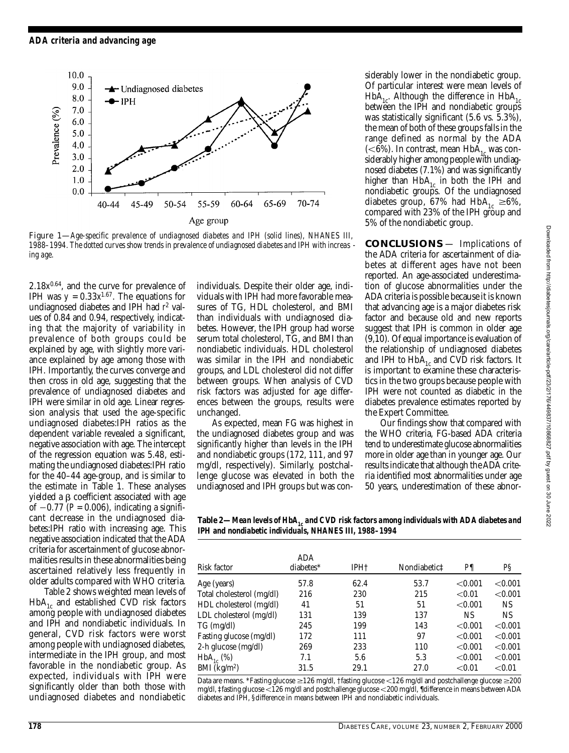Figure 1—*Age-specific prevalence of undiagnosed diabetes and IPH (solid lines), NHANES III, 1988–1994. The dotted curves show trends in prevalence of undiagnosed diabetes and IPH with increasing age.*

$2.18x^{0.64}$, and the curve for prevalence of IPH was $y = 0.33x^{1.67}$. The equations for undiagnosed diabetes and IPH had $r^2$ values of 0.84 and 0.94, respectively, indicating that the majority of variability in prevalence of both groups could be explained by age, with slightly more variance explained by age among those with IPH. Importantly, the curves converge and then cross in old age, suggesting that the prevalence of undiagnosed diabetes and IPH were similar in old age. Linear regression analysis that used the age-specific undiagnosed diabetes:IPH ratios as the dependent variable revealed a significant, negative association with age. The intercept of the regression equation was 5.48, estimating the undiagnosed diabetes:IPH ratio for the 40–44 age-group, and is similar to the estimate in Table 1. These analyses yielded a β coefficient associated with age of −0.77 ($P = 0.006$), indicating a significant decrease in the undiagnosed diabetes:IPH ratio with increasing age. This negative association indicated that the ADA criteria for ascertainment of glucose abnormalities results in these abnormalities being ascertained relatively less frequently in older adults compared with WHO criteria.

Table 2 shows weighted mean levels of $HbA_{1c}$ and established CVD risk factors among people with undiagnosed diabetes and IPH and nondiabetic individuals. In general, CVD risk factors were worst among people with undiagnosed diabetes, intermediate in the IPH group, and most favorable in the nondiabetic group. As expected, individuals with IPH were significantly older than both those with undiagnosed diabetes and nondiabetic individuals. Despite their older age, individuals with IPH had more favorable measures of TG, HDL cholesterol, and BMI than individuals with undiagnosed diabetes. However, the IPH group had worse serum total cholesterol, TG, and BMI than nondiabetic individuals. HDL cholesterol was similar in the IPH and nondiabetic groups, and LDL cholesterol did not differ between groups. When analysis of CVD risk factors was adjusted for age differences between the groups, results were unchanged.

As expected, mean FG was highest in the undiagnosed diabetes group and was significantly higher than levels in the IPH and nondiabetic groups (172, 111, and 97 mg/dl, respectively). Similarly, postchallenge glucose was elevated in both the undiagnosed and IPH groups but was considerably lower in the nondiabetic group. Of particular interest were mean levels of $HbA_{1c}$. Although the difference in $HbA_{1c}$ between the IPH and nondiabetic groups was statistically significant (5.6 vs. 5.3%), the mean of both of these groups falls in the range defined as normal by the ADA (<6%). In contrast, mean $HbA_{1c}$ was considerably higher among people with undiagnosed diabetes (7.1%) and was significantly higher than $HbA_{1c}$ in both the IPH and nondiabetic groups. Of the undiagnosed diabetes group, 67% had $HbA_{1c} \geq 6\%$, compared with 23% of the IPH group and 5% of the nondiabetic group.

## CONCLUSIONS

Implications of the ADA criteria for ascertainment of diabetes at different ages have not been reported. An age-associated underestimation of glucose abnormalities under the ADA criteria is possible because it is known that advancing age is a major diabetes risk factor and because old and new reports suggest that IPH is common in older age (9,10). Of equal importance is evaluation of the relationship of undiagnosed diabetes and IPH to $HbA_{1c}$ and CVD risk factors. It is important to examine these characteristics in the two groups because people with IPH were not counted as diabetic in the diabetes prevalence estimates reported by the Expert Committee.

Our findings show that compared with the WHO criteria, FG-based ADA criteria tend to underestimate glucose abnormalities more in older age than in younger age. Our results indicate that although the ADA criteria identified most abnormalities under age 50 years, underestimation of these abnor-

**Table 2—Mean levels of $HbA_{1c}$ and CVD risk factors among individuals with ADA diabetes and IPH and nondiabetic individuals, NHANES III, 1988–1994**

| Risk factor | ADA diabetes* | IPH† | Nondiabetic‡ | P¶ | P§ |
|---|---|---|---|---|---|
| Age (years) | 57.8 | 62.4 | 53.7 | <0.001 | <0.001 |
| Total cholesterol (mg/dl) | 216 | 230 | 215 | <0.01 | <0.001 |
| HDL cholesterol (mg/dl) | 41 | 51 | 51 | <0.001 | NS |
| LDL cholesterol (mg/dl) | 131 | 139 | 137 | NS | NS |
| TG (mg/dl) | 245 | 199 | 143 | <0.001 | <0.001 |
| Fasting glucose (mg/dl) | 172 | 111 | 97 | <0.001 | <0.001 |
| 2-h glucose (mg/dl) | 269 | 233 | 110 | <0.001 | <0.001 |
| $HbA_{1c}$ (%) | 7.1 | 5.6 | 5.3 | <0.001 | <0.001 |
| BMI ($kg/m^2$) | 31.5 | 29.1 | 27.0 | <0.01 | <0.01 |

Data are means. *Fasting glucose ≥126 mg/dl, †fasting glucose <126 mg/dl and postchallenge glucose ≥200 mg/dl, ‡fasting glucose <126 mg/dl and postchallenge glucose <200 mg/dl, ¶difference in means between ADA diabetes and IPH, §difference in means between IPH and nondiabetic individuals.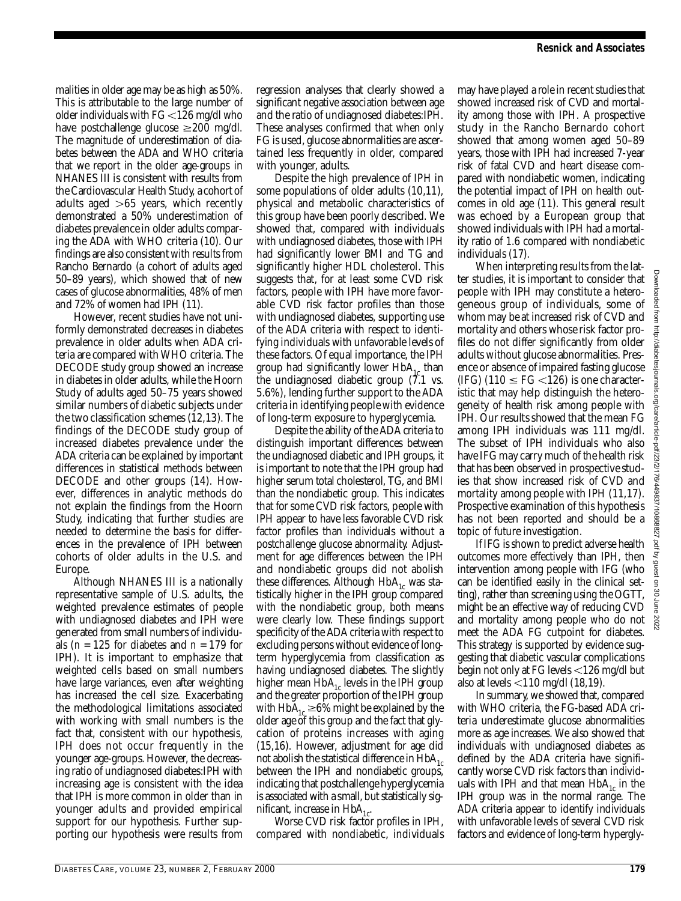malities in older age may be as high as 50%. This is attributable to the large number of older individuals with FG <126 mg/dl who have postchallenge glucose ≥200 mg/dl. The magnitude of underestimation of diabetes between the ADA and WHO criteria that we report in the older age-groups in NHANES III is consistent with results from the Cardiovascular Health Study, a cohort of adults aged >65 years, which recently demonstrated a 50% underestimation of diabetes prevalence in older adults comparing the ADA with WHO criteria (10). Our findings are also consistent with results from Rancho Bernardo (a cohort of adults aged 50–89 years), which showed that of new cases of glucose abnormalities, 48% of men and 72% of women had IPH (11).

However, recent studies have not uniformly demonstrated decreases in diabetes prevalence in older adults when ADA criteria are compared with WHO criteria. The DECODE study group showed an increase in diabetes in older adults, while the Hoorn Study of adults aged 50–75 years showed similar numbers of diabetic subjects under the two classification schemes (12,13). The findings of the DECODE study group of increased diabetes prevalence under the ADA criteria can be explained by important differences in statistical methods between DECODE and other groups (14). However, differences in analytic methods do not explain the findings from the Hoorn Study, indicating that further studies are needed to determine the basis for differences in the prevalence of IPH between cohorts of older adults in the U.S. and Europe.

Although NHANES III is a nationally representative sample of U.S. adults, the weighted prevalence estimates of people with undiagnosed diabetes and IPH were generated from small numbers of individuals ($n$ = 125 for diabetes and $n$ = 179 for IPH). It is important to emphasize that weighted cells based on small numbers have large variances, even after weighting has increased the cell size. Exacerbating the methodological limitations associated with working with small numbers is the fact that, consistent with our hypothesis, IPH does not occur frequently in the younger age-groups. However, the decreasing ratio of undiagnosed diabetes:IPH with increasing age is consistent with the idea that IPH is more common in older than in younger adults and provided empirical support for our hypothesis. Further supporting our hypothesis were results from regression analyses that clearly showed a significant negative association between age and the ratio of undiagnosed diabetes:IPH. These analyses confirmed that when only FG is used, glucose abnormalities are ascertained less frequently in older, compared with younger, adults.

Despite the high prevalence of IPH in some populations of older adults (10,11), physical and metabolic characteristics of this group have been poorly described. We showed that, compared with individuals with undiagnosed diabetes, those with IPH had significantly lower BMI and TG and significantly higher HDL cholesterol. This suggests that, for at least some CVD risk factors, people with IPH have more favorable CVD risk factor profiles than those with undiagnosed diabetes, supporting use of the ADA criteria with respect to identifying individuals with unfavorable levels of these factors. Of equal importance, the IPH group had significantly lower $HbA_{1c}$ than the undiagnosed diabetic group (7.1 vs. 5.6%), lending further support to the ADA criteria in identifying people with evidence of long-term exposure to hyperglycemia.

Despite the ability of the ADA criteria to distinguish important differences between the undiagnosed diabetic and IPH groups, it is important to note that the IPH group had higher serum total cholesterol, TG, and BMI than the nondiabetic group. This indicates that for some CVD risk factors, people with IPH appear to have less favorable CVD risk factor profiles than individuals without a postchallenge glucose abnormality. Adjustment for age differences between the IPH and nondiabetic groups did not abolish these differences. Although $HbA_{1c}$ was statistically higher in the IPH group compared with the nondiabetic group, both means were clearly low. These findings support specificity of the ADA criteria with respect to excluding persons without evidence of long-term hyperglycemia from classification as having undiagnosed diabetes. The slightly higher mean $HbA_{1c}$ levels in the IPH group and the greater proportion of the IPH group with $HbA_{1c}$ ≥6% might be explained by the older age of this group and the fact that glycation of proteins increases with aging (15,16). However, adjustment for age did not abolish the statistical difference in $HbA_{1c}$ between the IPH and nondiabetic groups, indicating that postchallenge hyperglycemia is associated with a small, but statistically significant, increase in $HbA_{1c}$.

Worse CVD risk factor profiles in IPH, compared with nondiabetic, individuals may have played a role in recent studies that showed increased risk of CVD and mortality among those with IPH. A prospective study in the Rancho Bernardo cohort showed that among women aged 50–89 years, those with IPH had increased 7-year risk of fatal CVD and heart disease compared with nondiabetic women, indicating the potential impact of IPH on health outcomes in old age (11). This general result was echoed by a European group that showed individuals with IPH had a mortality ratio of 1.6 compared with nondiabetic individuals (17).

When interpreting results from the latter studies, it is important to consider that people with IPH may constitute a heterogeneous group of individuals, some of whom may be at increased risk of CVD and mortality and others whose risk factor profiles do not differ significantly from older adults without glucose abnormalities. Presence or absence of impaired fasting glucose (IFG) (110 ≤ FG <126) is one characteristic that may help distinguish the heterogeneity of health risk among people with IPH. Our results showed that the mean FG among IPH individuals was 111 mg/dl. The subset of IPH individuals who also have IFG may carry much of the health risk that has been observed in prospective studies that show increased risk of CVD and mortality among people with IPH (11,17). Prospective examination of this hypothesis has not been reported and should be a topic of future investigation.

If IFG is shown to predict adverse health outcomes more effectively than IPH, then intervention among people with IFG (who can be identified easily in the clinical setting), rather than screening using the OGTT, might be an effective way of reducing CVD and mortality among people who do not meet the ADA FG cutpoint for diabetes. This strategy is supported by evidence suggesting that diabetic vascular complications begin not only at FG levels <126 mg/dl but also at levels <110 mg/dl (18,19).

In summary, we showed that, compared with WHO criteria, the FG-based ADA criteria underestimate glucose abnormalities more as age increases. We also showed that individuals with undiagnosed diabetes as defined by the ADA criteria have significantly worse CVD risk factors than individuals with IPH and that mean $HbA_{1c}$ in the IPH group was in the normal range. The ADA criteria appear to identify individuals with unfavorable levels of several CVD risk factors and evidence of long-term hypergly-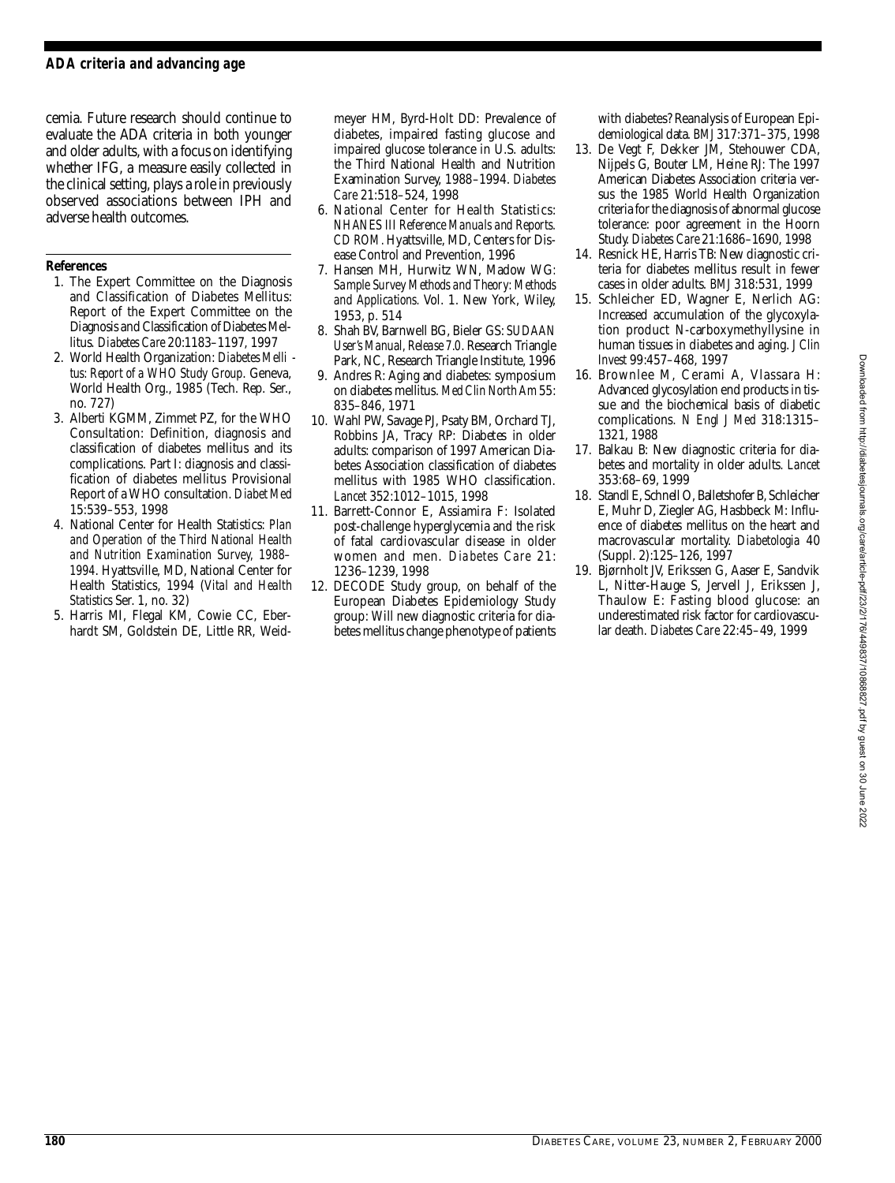cemia. Future research should continue to evaluate the ADA criteria in both younger and older adults, with a focus on identifying whether IFG, a measure easily collected in the clinical setting, plays a role in previously observed associations between IPH and adverse health outcomes.

#### References

1. The Expert Committee on the Diagnosis and Classification of Diabetes Mellitus: Report of the Expert Committee on the Diagnosis and Classification of Diabetes Mellitus. *Diabetes Care* 20:1183–1197, 1997
2. World Health Organization: *Diabetes Mellitus: Report of a WHO Study Group*. Geneva, World Health Org., 1985 (Tech. Rep. Ser., no. 727)
3. Alberti KGMM, Zimmet PZ, for the WHO Consultation: Definition, diagnosis and classification of diabetes mellitus and its complications. Part I: diagnosis and classification of diabetes mellitus Provisional Report of a WHO consultation. *Diabet Med* 15:539–553, 1998
4. National Center for Health Statistics: *Plan and Operation of the Third National Health and Nutrition Examination Survey, 1988–1994*. Hyattsville, MD, National Center for Health Statistics, 1994 (*Vital and Health Statistics* Ser. 1, no. 32)
5. Harris MI, Flegal KM, Cowie CC, Eberhardt SM, Goldstein DE, Little RR, Weidmeyer HM, Byrd-Holt DD: Prevalence of diabetes, impaired fasting glucose and impaired glucose tolerance in U.S. adults: the Third National Health and Nutrition Examination Survey, 1988–1994. *Diabetes Care* 21:518–524, 1998
6. National Center for Health Statistics: *NHANES III Reference Manuals and Reports. CD ROM*. Hyattsville, MD, Centers for Disease Control and Prevention, 1996
7. Hansen MH, Hurwitz WN, Madow WG: *Sample Survey Methods and Theory: Methods and Applications*. Vol. 1. New York, Wiley, 1953, p. 514
8. Shah BV, Barnwell BG, Bieler GS: *SUDAAN User's Manual, Release 7.0*. Research Triangle Park, NC, Research Triangle Institute, 1996
9. Andres R: Aging and diabetes: symposium on diabetes mellitus. *Med Clin North Am* 55: 835–846, 1971
10. Wahl PW, Savage PJ, Psaty BM, Orchard TJ, Robbins JA, Tracy RP: Diabetes in older adults: comparison of 1997 American Diabetes Association classification of diabetes mellitus with 1985 WHO classification. *Lancet* 352:1012–1015, 1998
11. Barrett-Connor E, Assiamira F: Isolated post-challenge hyperglycemia and the risk of fatal cardiovascular disease in older women and men. *Diabetes Care* 21: 1236–1239, 1998
12. DECODE Study group, on behalf of the European Diabetes Epidemiology Study group: Will new diagnostic criteria for diabetes mellitus change phenotype of patients with diabetes? Reanalysis of European Epidemiological data. *BMJ* 317:371–375, 1998
13. De Vegt F, Dekker JM, Stehouwer CDA, Nijpels G, Bouter LM, Heine RJ: The 1997 American Diabetes Association criteria versus the 1985 World Health Organization criteria for the diagnosis of abnormal glucose tolerance: poor agreement in the Hoorn Study. *Diabetes Care* 21:1686–1690, 1998
14. Resnick HE, Harris TB: New diagnostic criteria for diabetes mellitus result in fewer cases in older adults. *BMJ* 318:531, 1999
15. Schleicher ED, Wagner E, Nerlich AG: Increased accumulation of the glycoxylation product N-carboxymethyllysine in human tissues in diabetes and aging. *J Clin Invest* 99:457–468, 1997
16. Brownlee M, Cerami A, Vlassara H: Advanced glycosylation end products in tissue and the biochemical basis of diabetic complications. *N Engl J Med* 318:1315–1321, 1988
17. Balkau B: New diagnostic criteria for diabetes and mortality in older adults. *Lancet* 353:68–69, 1999
18. Standl E, Schnell O, Balletshofer B, Schleicher E, Muhr D, Ziegler AG, Hasbbeck M: Influence of diabetes mellitus on the heart and macrovascular mortality. *Diabetologia* 40 (Suppl. 2):125–126, 1997
19. Bjørnholt JV, Erikssen G, Aaser E, Sandvik L, Nitter-Hauge S, Jervell J, Erikssen J, Thaulow E: Fasting blood glucose: an underestimated risk factor for cardiovascular death. *Diabetes Care* 22:45–49, 1999